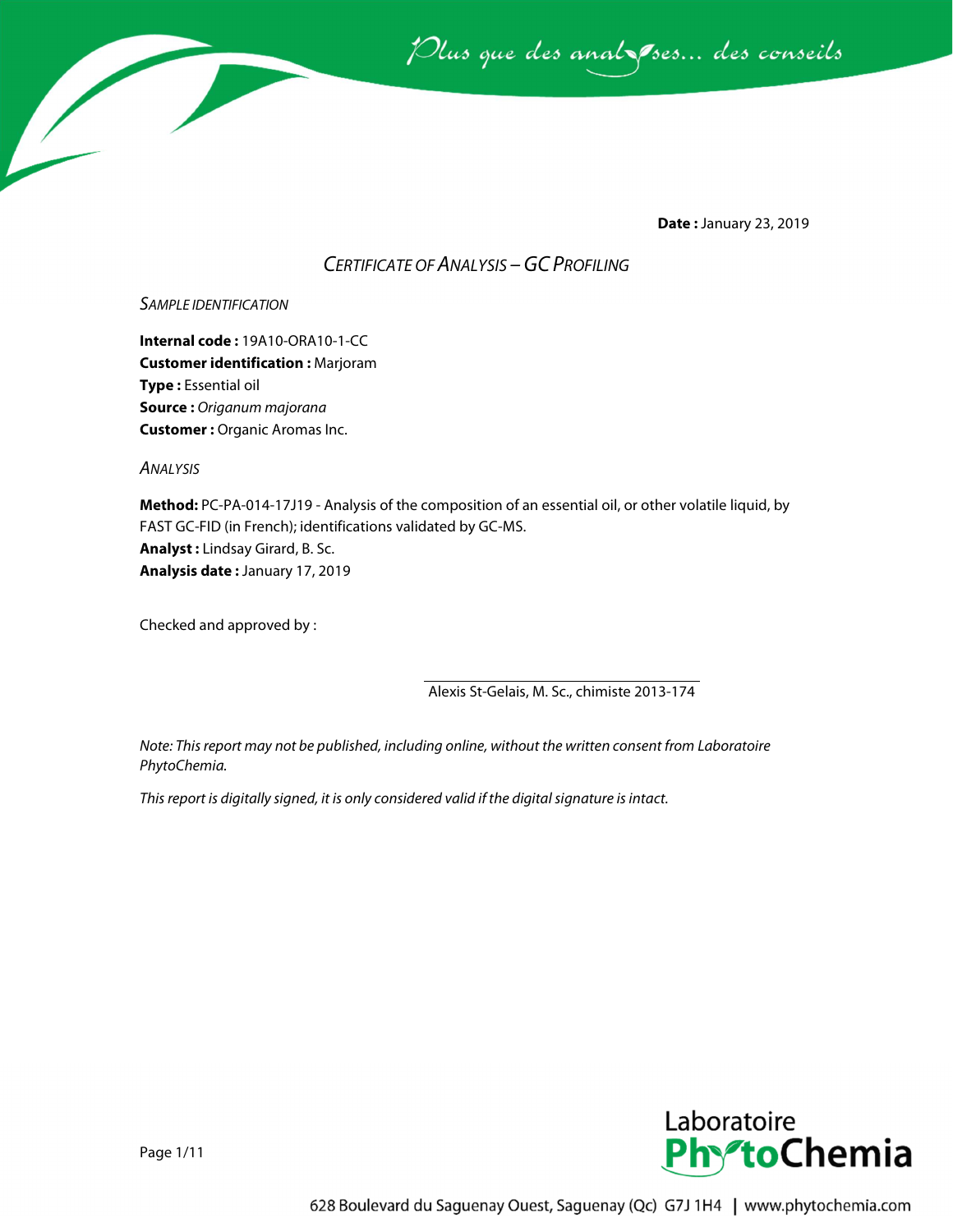**Date :** January 23, 2019

# *CERTIFICATE OF ANALYSIS – GC PROFILING*

## *SAMPLE IDENTIFICATION*

**Internal code :** 19A10-ORA10-1-CC
**Customer identification :** Marjoram
**Type :** Essential oil
**Source :** *Origanum majorana*
**Customer :** Organic Aromas Inc.

## *ANALYSIS*

**Method:** PC-PA-014-17J19 - Analysis of the composition of an essential oil, or other volatile liquid, by FAST GC-FID (in French); identifications validated by GC-MS.
**Analyst :** Lindsay Girard, B. Sc.
**Analysis date :** January 17, 2019

Checked and approved by :

Alexis St-Gelais, M. Sc., chimiste 2013-174

*Note: This report may not be published, including online, without the written consent from Laboratoire PhytoChemia.*

*This report is digitally signed, it is only considered valid if the digital signature is intact.*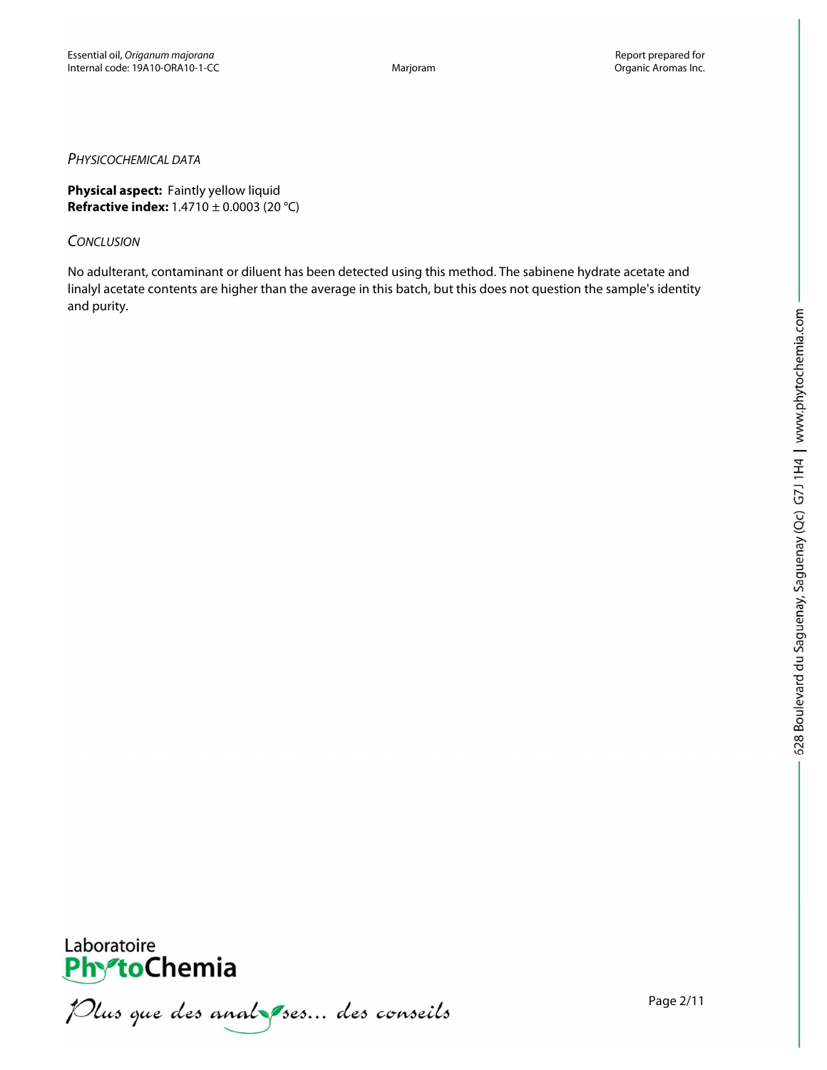*PHYSICOCHEMICAL DATA*

**Physical aspect:** Faintly yellow liquid
**Refractive index:** 1.4710 ± 0.0003 (20 °C)

*CONCLUSION*

No adulterant, contaminant or diluent has been detected using this method. The sabinene hydrate acetate and linalyl acetate contents are higher than the average in this batch, but this does not question the sample's identity and purity.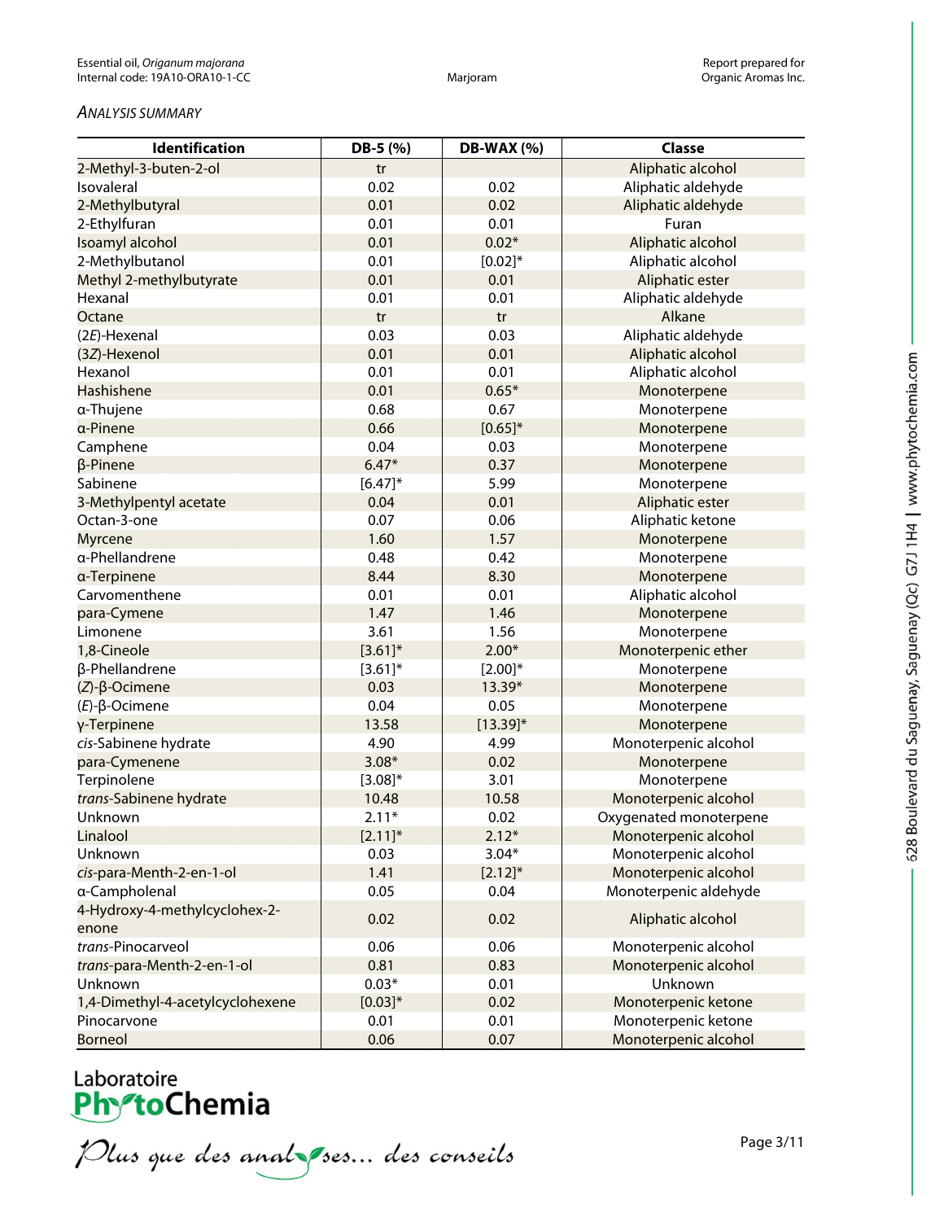*ANALYSIS SUMMARY*

| Identification | DB-5 (%) | DB-WAX (%) | Classe |
|---|---|---|---|
| 2-Methyl-3-buten-2-ol | tr | | Aliphatic alcohol |
| Isovaleral | 0.02 | 0.02 | Aliphatic aldehyde |
| 2-Methylbutyral | 0.01 | 0.02 | Aliphatic aldehyde |
| 2-Ethylfuran | 0.01 | 0.01 | Furan |
| Isoamyl alcohol | 0.01 | 0.02* | Aliphatic alcohol |
| 2-Methylbutanol | 0.01 | [0.02]* | Aliphatic alcohol |
| Methyl 2-methylbutyrate | 0.01 | 0.01 | Aliphatic ester |
| Hexanal | 0.01 | 0.01 | Aliphatic aldehyde |
| Octane | tr | tr | Alkane |
| (2*E*)-Hexenal | 0.03 | 0.03 | Aliphatic aldehyde |
| (3*Z*)-Hexenol | 0.01 | 0.01 | Aliphatic alcohol |
| Hexanol | 0.01 | 0.01 | Aliphatic alcohol |
| Hashishene | 0.01 | 0.65* | Monoterpene |
| α-Thujene | 0.68 | 0.67 | Monoterpene |
| α-Pinene | 0.66 | [0.65]* | Monoterpene |
| Camphene | 0.04 | 0.03 | Monoterpene |
| β-Pinene | 6.47* | 0.37 | Monoterpene |
| Sabinene | [6.47]* | 5.99 | Monoterpene |
| 3-Methylpentyl acetate | 0.04 | 0.01 | Aliphatic ester |
| Octan-3-one | 0.07 | 0.06 | Aliphatic ketone |
| Myrcene | 1.60 | 1.57 | Monoterpene |
| α-Phellandrene | 0.48 | 0.42 | Monoterpene |
| α-Terpinene | 8.44 | 8.30 | Monoterpene |
| Carvomenthene | 0.01 | 0.01 | Aliphatic alcohol |
| para-Cymene | 1.47 | 1.46 | Monoterpene |
| Limonene | 3.61 | 1.56 | Monoterpene |
| 1,8-Cineole | [3.61]* | 2.00* | Monoterpenic ether |
| β-Phellandrene | [3.61]* | [2.00]* | Monoterpene |
| (*Z*)-β-Ocimene | 0.03 | 13.39* | Monoterpene |
| (*E*)-β-Ocimene | 0.04 | 0.05 | Monoterpene |
| γ-Terpinene | 13.58 | [13.39]* | Monoterpene |
| *cis*-Sabinene hydrate | 4.90 | 4.99 | Monoterpenic alcohol |
| para-Cymenene | 3.08* | 0.02 | Monoterpene |
| Terpinolene | [3.08]* | 3.01 | Monoterpene |
| *trans*-Sabinene hydrate | 10.48 | 10.58 | Monoterpenic alcohol |
| Unknown | 2.11* | 0.02 | Oxygenated monoterpene |
| Linalool | [2.11]* | 2.12* | Monoterpenic alcohol |
| Unknown | 0.03 | 3.04* | Monoterpenic alcohol |
| *cis*-para-Menth-2-en-1-ol | 1.41 | [2.12]* | Monoterpenic alcohol |
| α-Campholenal | 0.05 | 0.04 | Monoterpenic aldehyde |
| 4-Hydroxy-4-methylcyclohex-2-enone | 0.02 | 0.02 | Aliphatic alcohol |
| *trans*-Pinocarveol | 0.06 | 0.06 | Monoterpenic alcohol |
| *trans*-para-Menth-2-en-1-ol | 0.81 | 0.83 | Monoterpenic alcohol |
| Unknown | 0.03* | 0.01 | Unknown |
| 1,4-Dimethyl-4-acetylcyclohexene | [0.03]* | 0.02 | Monoterpenic ketone |
| Pinocarvone | 0.01 | 0.01 | Monoterpenic ketone |
| Borneol | 0.06 | 0.07 | Monoterpenic alcohol |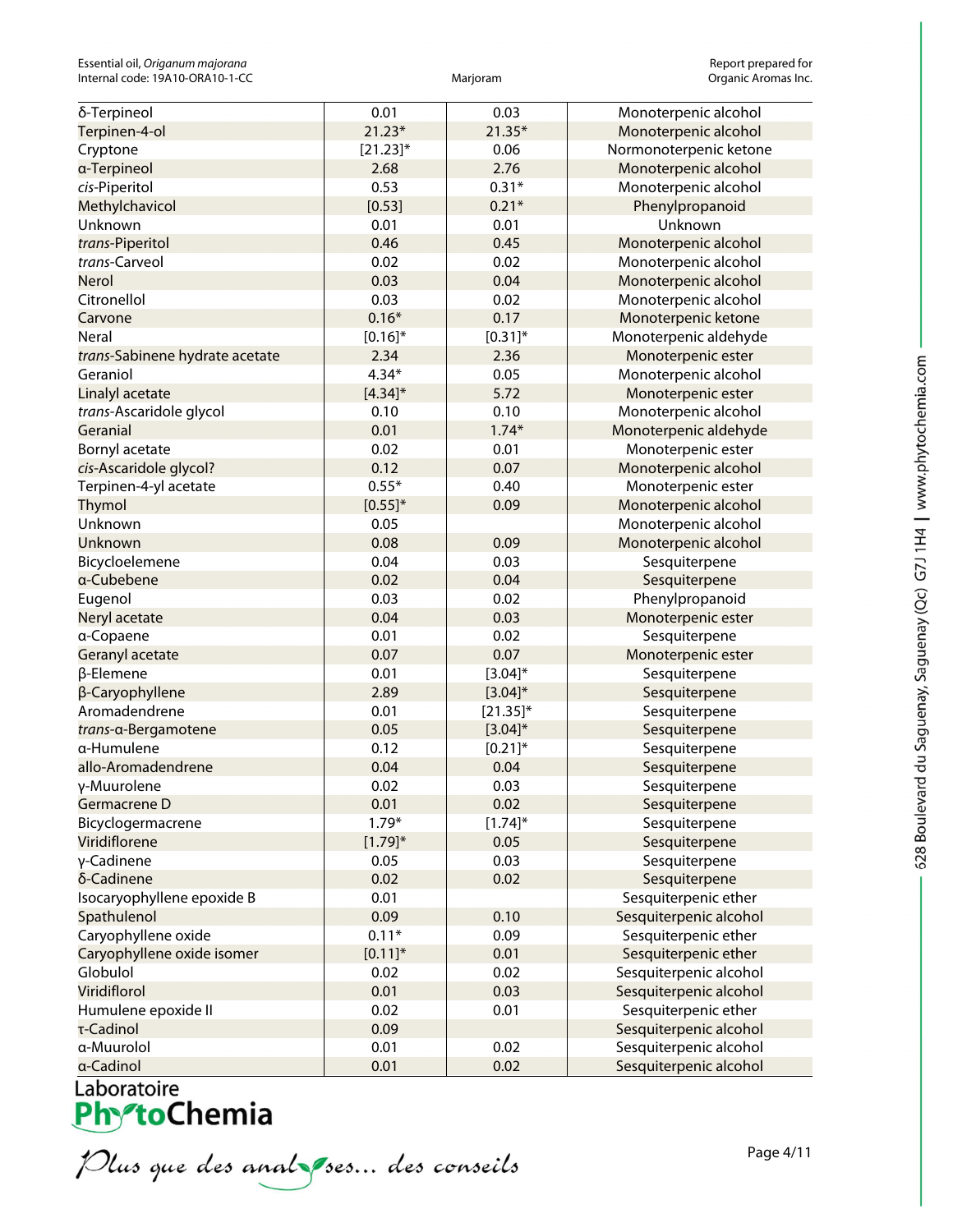| δ-Terpineol | 0.01 | 0.03 | Monoterpenic alcohol |
|---|---|---|---|
| Terpinen-4-ol | 21.23* | 21.35* | Monoterpenic alcohol |
| Cryptone | [21.23]* | 0.06 | Normonoterpenic ketone |
| α-Terpineol | 2.68 | 2.76 | Monoterpenic alcohol |
| *cis*-Piperitol | 0.53 | 0.31* | Monoterpenic alcohol |
| Methylchavicol | [0.53] | 0.21* | Phenylpropanoid |
| Unknown | 0.01 | 0.01 | Unknown |
| *trans*-Piperitol | 0.46 | 0.45 | Monoterpenic alcohol |
| *trans*-Carveol | 0.02 | 0.02 | Monoterpenic alcohol |
| Nerol | 0.03 | 0.04 | Monoterpenic alcohol |
| Citronellol | 0.03 | 0.02 | Monoterpenic alcohol |
| Carvone | 0.16* | 0.17 | Monoterpenic ketone |
| Neral | [0.16]* | [0.31]* | Monoterpenic aldehyde |
| *trans*-Sabinene hydrate acetate | 2.34 | 2.36 | Monoterpenic ester |
| Geraniol | 4.34* | 0.05 | Monoterpenic alcohol |
| Linalyl acetate | [4.34]* | 5.72 | Monoterpenic ester |
| *trans*-Ascaridole glycol | 0.10 | 0.10 | Monoterpenic alcohol |
| Geranial | 0.01 | 1.74* | Monoterpenic aldehyde |
| Bornyl acetate | 0.02 | 0.01 | Monoterpenic ester |
| *cis*-Ascaridole glycol? | 0.12 | 0.07 | Monoterpenic alcohol |
| Terpinen-4-yl acetate | 0.55* | 0.40 | Monoterpenic ester |
| Thymol | [0.55]* | 0.09 | Monoterpenic alcohol |
| Unknown | 0.05 | | Monoterpenic alcohol |
| Unknown | 0.08 | 0.09 | Monoterpenic alcohol |
| Bicycloelemene | 0.04 | 0.03 | Sesquiterpene |
| α-Cubebene | 0.02 | 0.04 | Sesquiterpene |
| Eugenol | 0.03 | 0.02 | Phenylpropanoid |
| Neryl acetate | 0.04 | 0.03 | Monoterpenic ester |
| α-Copaene | 0.01 | 0.02 | Sesquiterpene |
| Geranyl acetate | 0.07 | 0.07 | Monoterpenic ester |
| β-Elemene | 0.01 | [3.04]* | Sesquiterpene |
| β-Caryophyllene | 2.89 | [3.04]* | Sesquiterpene |
| Aromadendrene | 0.01 | [21.35]* | Sesquiterpene |
| *trans*-α-Bergamotene | 0.05 | [3.04]* | Sesquiterpene |
| α-Humulene | 0.12 | [0.21]* | Sesquiterpene |
| allo-Aromadendrene | 0.04 | 0.04 | Sesquiterpene |
| γ-Muurolene | 0.02 | 0.03 | Sesquiterpene |
| Germacrene D | 0.01 | 0.02 | Sesquiterpene |
| Bicyclogermacrene | 1.79* | [1.74]* | Sesquiterpene |
| Viridiflorene | [1.79]* | 0.05 | Sesquiterpene |
| γ-Cadinene | 0.05 | 0.03 | Sesquiterpene |
| δ-Cadinene | 0.02 | 0.02 | Sesquiterpene |
| Isocaryophyllene epoxide B | 0.01 | | Sesquiterpenic ether |
| Spathulenol | 0.09 | 0.10 | Sesquiterpenic alcohol |
| Caryophyllene oxide | 0.11* | 0.09 | Sesquiterpenic ether |
| Caryophyllene oxide isomer | [0.11]* | 0.01 | Sesquiterpenic ether |
| Globulol | 0.02 | 0.02 | Sesquiterpenic alcohol |
| Viridiflorol | 0.01 | 0.03 | Sesquiterpenic alcohol |
| Humulene epoxide II | 0.02 | 0.01 | Sesquiterpenic ether |
| τ-Cadinol | 0.09 | | Sesquiterpenic alcohol |
| α-Muurolol | 0.01 | 0.02 | Sesquiterpenic alcohol |
| α-Cadinol | 0.01 | 0.02 | Sesquiterpenic alcohol |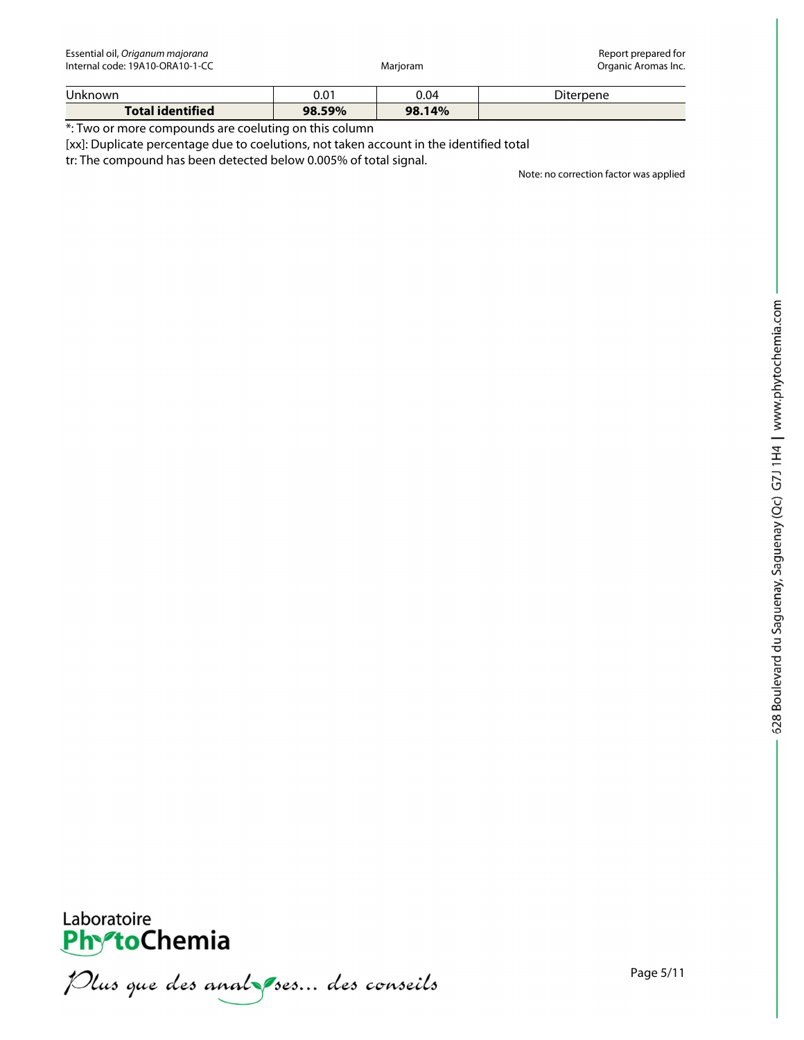| Unknown | 0.01 | 0.04 | Diterpene |
|---|---|---|---|
| **Total identified** | **98.59%** | **98.14%** | |

*: Two or more compounds are coeluting on this column

[xx]: Duplicate percentage due to coelutions, not taken account in the identified total

tr: The compound has been detected below 0.005% of total signal.

Note: no correction factor was applied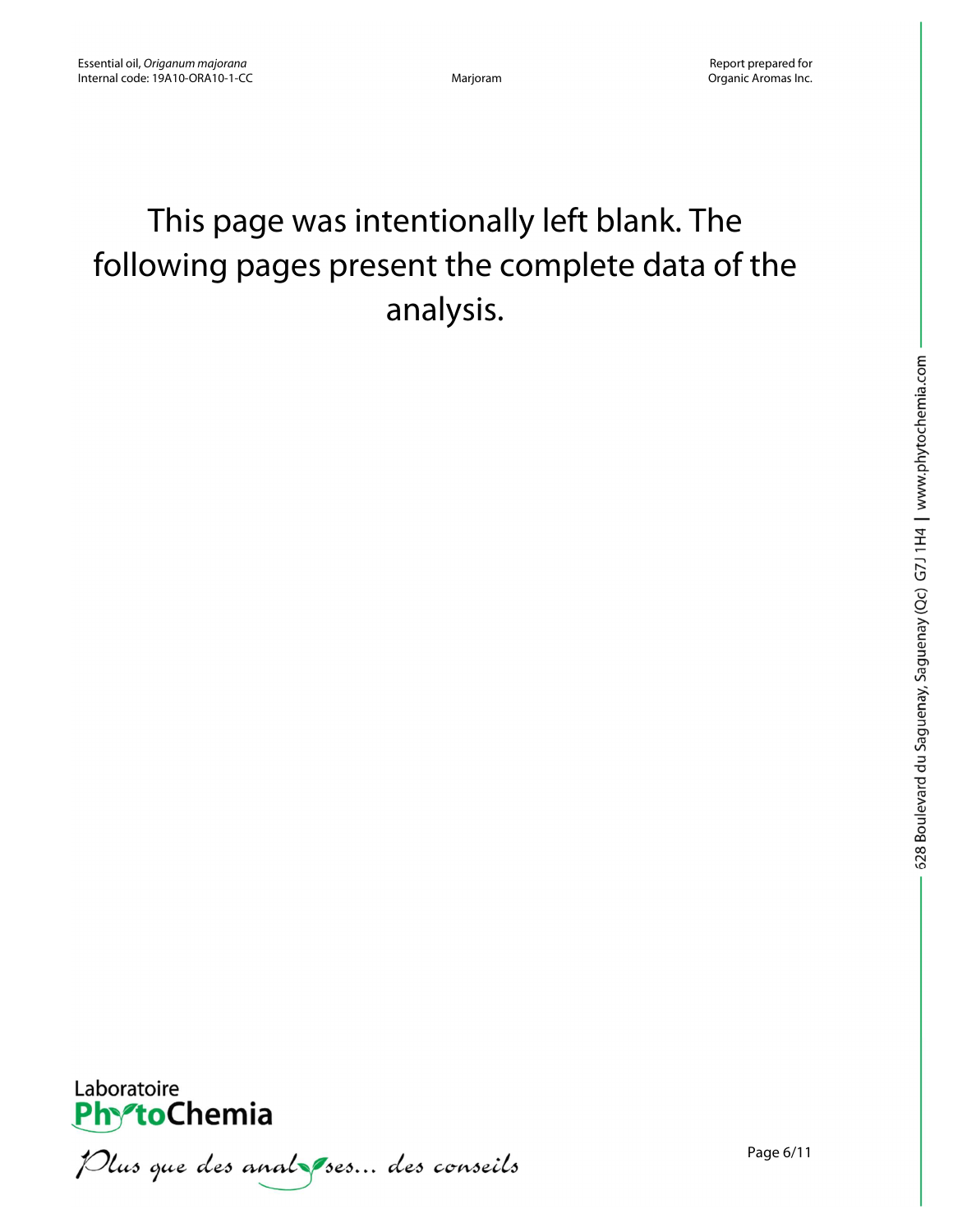This page was intentionally left blank. The following pages present the complete data of the analysis.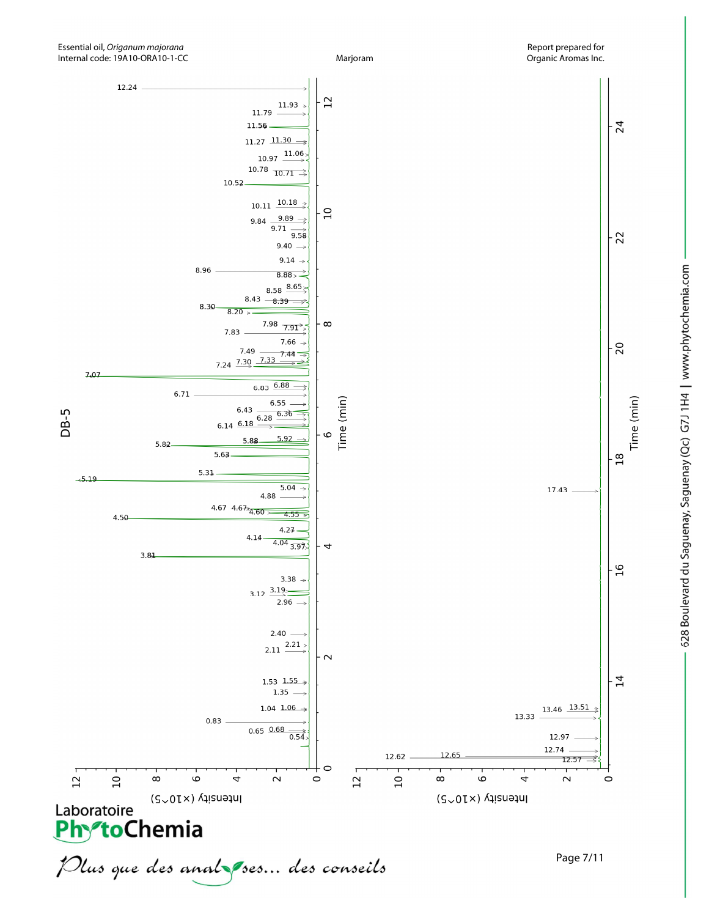Essential oil, *Origanum majorana*
Internal code: 19A10-ORA10-1-CC

Marjoram

Report prepared for
Organic Aromas Inc.

DB-5

Time (min)

Intensity (×10^5)

12.24, 11.93, 11.79, 11.56, 11.30, 11.27, 11.06, 10.97, 10.78, 10.71, 10.52, 10.18, 10.11, 9.89, 9.84, 9.71, 9.58, 9.40, 9.14, 8.96, 8.88, 8.65, 8.58, 8.43, 8.39, 8.30, 8.20, 7.98, 7.91, 7.83, 7.66, 7.49, 7.44, 7.33, 7.30, 7.24, 7.07, 6.88, 6.83, 6.71, 6.55, 6.43, 6.36, 6.28, 6.18, 6.14, 5.92, 5.88, 5.82, 5.63, 5.31, 5.19, 5.04, 4.88, 4.67, 4.67, 4.60, 4.55, 4.50, 4.27, 4.14, 4.04, 3.97, 3.81, 3.38, 3.19, 3.12, 2.96, 2.40, 2.21, 2.11, 1.55, 1.53, 1.35, 1.06, 1.04, 0.83, 0.68, 0.65, 0.54

17.43, 13.51, 13.46, 13.33, 12.97, 12.74, 12.65, 12.62, 12.57

Laboratoire PhytoChemia

*Plus que des analyses... des conseils*

628 Boulevard du Saguenay, Saguenay (Qc) G7J 1H4 | www.phytochemia.com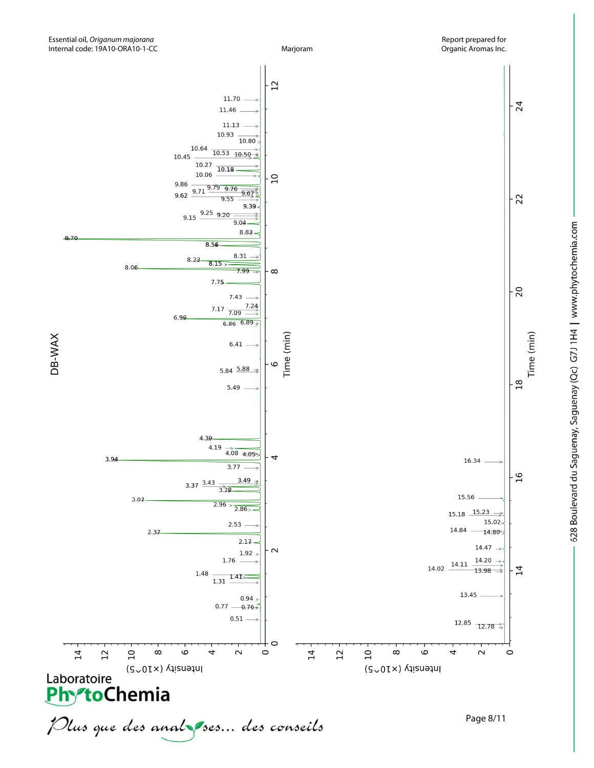Essential oil, *Origanum majorana*
Internal code: 19A10-ORA10-1-CC

Marjoram

Report prepared for
Organic Aromas Inc.

## DB-WAX

Peak labels (Time, min): 0.51, 0.76, 0.77, 0.94, 1.31, 1.41, 1.48, 1.76, 1.92, 2.17, 2.37, 2.53, 2.86, 2.96, 3.07, 3.28, 3.37, 3.43, 3.49, 3.77, 3.94, 4.05, 4.08, 4.19, 4.39, 5.49, 5.84, 5.88, 6.41, 6.86, 6.89, 6.99, 7.09, 7.17, 7.24, 7.43, 7.75, 7.99, 8.06, 8.15, 8.23, 8.31, 8.56, 8.70, 8.83, 9.04, 9.15, 9.20, 9.25, 9.39, 9.55, 9.62, 9.67, 9.71, 9.76, 9.79, 9.86, 10.06, 10.18, 10.27, 10.45, 10.50, 10.53, 10.64, 10.80, 10.93, 11.13, 11.46, 11.70, 12.78, 12.85, 13.45, 13.98, 14.02, 14.11, 14.20, 14.47, 14.80, 14.84, 15.02, 15.18, 15.23, 15.56, 16.34

Axes: Time (min); Intensity (×10^5)

Laboratoire PhytoChemia

*Plus que des analyses... des conseils*

628 Boulevard du Saguenay, Saguenay (Qc) G7J 1H4 | www.phytochemia.com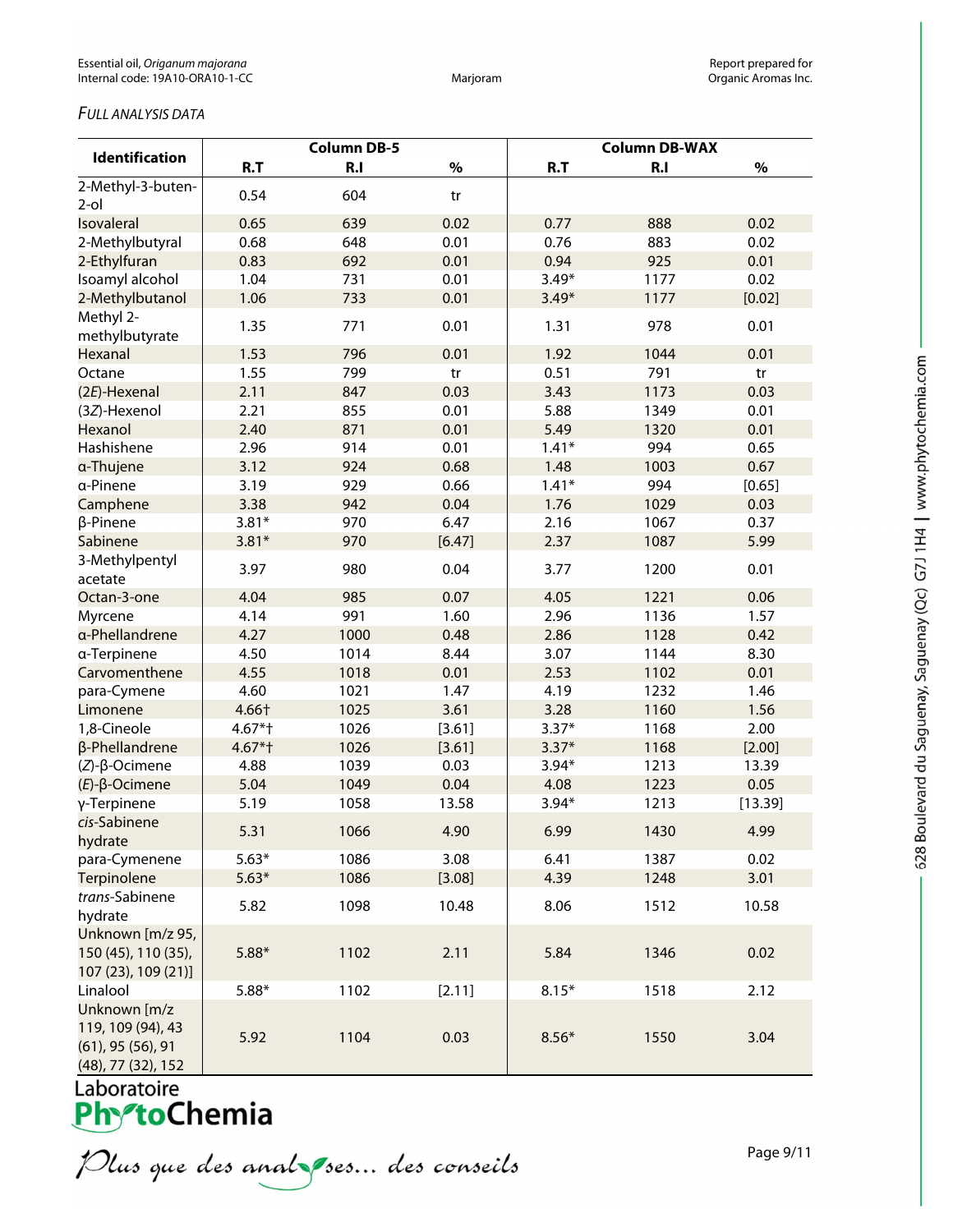*FULL ANALYSIS DATA*

| Identification | Column DB-5 | | | Column DB-WAX | | |
|---|---|---|---|---|---|---|
| | R.T | R.I | % | R.T | R.I | % |
| 2-Methyl-3-buten-2-ol | 0.54 | 604 | tr | | | |
| Isovaleral | 0.65 | 639 | 0.02 | 0.77 | 888 | 0.02 |
| 2-Methylbutyral | 0.68 | 648 | 0.01 | 0.76 | 883 | 0.02 |
| 2-Ethylfuran | 0.83 | 692 | 0.01 | 0.94 | 925 | 0.01 |
| Isoamyl alcohol | 1.04 | 731 | 0.01 | 3.49* | 1177 | 0.02 |
| 2-Methylbutanol | 1.06 | 733 | 0.01 | 3.49* | 1177 | [0.02] |
| Methyl 2-methylbutyrate | 1.35 | 771 | 0.01 | 1.31 | 978 | 0.01 |
| Hexanal | 1.53 | 796 | 0.01 | 1.92 | 1044 | 0.01 |
| Octane | 1.55 | 799 | tr | 0.51 | 791 | tr |
| (2*E*)-Hexenal | 2.11 | 847 | 0.03 | 3.43 | 1173 | 0.03 |
| (3*Z*)-Hexenol | 2.21 | 855 | 0.01 | 5.88 | 1349 | 0.01 |
| Hexanol | 2.40 | 871 | 0.01 | 5.49 | 1320 | 0.01 |
| Hashishene | 2.96 | 914 | 0.01 | 1.41* | 994 | 0.65 |
| α-Thujene | 3.12 | 924 | 0.68 | 1.48 | 1003 | 0.67 |
| α-Pinene | 3.19 | 929 | 0.66 | 1.41* | 994 | [0.65] |
| Camphene | 3.38 | 942 | 0.04 | 1.76 | 1029 | 0.03 |
| β-Pinene | 3.81* | 970 | 6.47 | 2.16 | 1067 | 0.37 |
| Sabinene | 3.81* | 970 | [6.47] | 2.37 | 1087 | 5.99 |
| 3-Methylpentyl acetate | 3.97 | 980 | 0.04 | 3.77 | 1200 | 0.01 |
| Octan-3-one | 4.04 | 985 | 0.07 | 4.05 | 1221 | 0.06 |
| Myrcene | 4.14 | 991 | 1.60 | 2.96 | 1136 | 1.57 |
| α-Phellandrene | 4.27 | 1000 | 0.48 | 2.86 | 1128 | 0.42 |
| α-Terpinene | 4.50 | 1014 | 8.44 | 3.07 | 1144 | 8.30 |
| Carvomenthene | 4.55 | 1018 | 0.01 | 2.53 | 1102 | 0.01 |
| para-Cymene | 4.60 | 1021 | 1.47 | 4.19 | 1232 | 1.46 |
| Limonene | 4.66† | 1025 | 3.61 | 3.28 | 1160 | 1.56 |
| 1,8-Cineole | 4.67*† | 1026 | [3.61] | 3.37* | 1168 | 2.00 |
| β-Phellandrene | 4.67*† | 1026 | [3.61] | 3.37* | 1168 | [2.00] |
| (*Z*)-β-Ocimene | 4.88 | 1039 | 0.03 | 3.94* | 1213 | 13.39 |
| (*E*)-β-Ocimene | 5.04 | 1049 | 0.04 | 4.08 | 1223 | 0.05 |
| γ-Terpinene | 5.19 | 1058 | 13.58 | 3.94* | 1213 | [13.39] |
| *cis*-Sabinene hydrate | 5.31 | 1066 | 4.90 | 6.99 | 1430 | 4.99 |
| para-Cymenene | 5.63* | 1086 | 3.08 | 6.41 | 1387 | 0.02 |
| Terpinolene | 5.63* | 1086 | [3.08] | 4.39 | 1248 | 3.01 |
| *trans*-Sabinene hydrate | 5.82 | 1098 | 10.48 | 8.06 | 1512 | 10.58 |
| Unknown [m/z 95, 150 (45), 110 (35), 107 (23), 109 (21)] | 5.88* | 1102 | 2.11 | 5.84 | 1346 | 0.02 |
| Linalool | 5.88* | 1102 | [2.11] | 8.15* | 1518 | 2.12 |
| Unknown [m/z 119, 109 (94), 43 (61), 95 (56), 91 (48), 77 (32), 152 | 5.92 | 1104 | 0.03 | 8.56* | 1550 | 3.04 |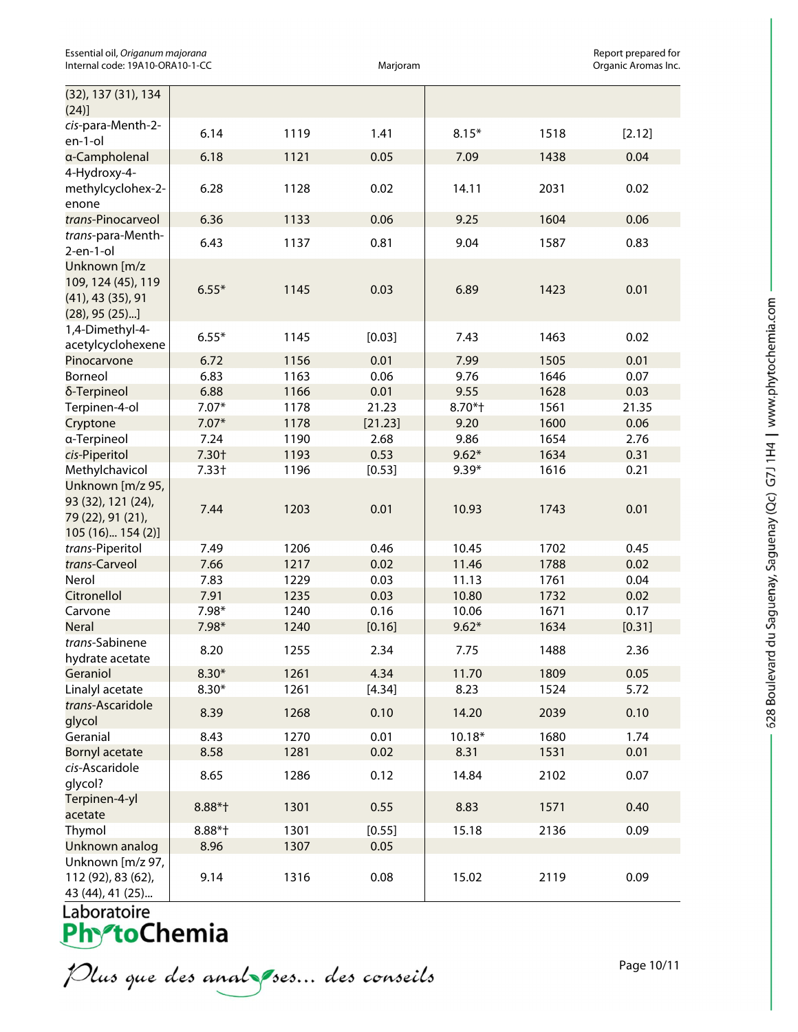| | | | | | | |
|---|---|---|---|---|---|---|
| (32), 137 (31), 134 (24)] | | | | | | |
| *cis*-para-Menth-2-en-1-ol | 6.14 | 1119 | 1.41 | 8.15* | 1518 | [2.12] |
| α-Campholenal | 6.18 | 1121 | 0.05 | 7.09 | 1438 | 0.04 |
| 4-Hydroxy-4-methylcyclohex-2-enone | 6.28 | 1128 | 0.02 | 14.11 | 2031 | 0.02 |
| *trans*-Pinocarveol | 6.36 | 1133 | 0.06 | 9.25 | 1604 | 0.06 |
| *trans*-para-Menth-2-en-1-ol | 6.43 | 1137 | 0.81 | 9.04 | 1587 | 0.83 |
| Unknown [m/z 109, 124 (45), 119 (41), 43 (35), 91 (28), 95 (25)...] | 6.55* | 1145 | 0.03 | 6.89 | 1423 | 0.01 |
| 1,4-Dimethyl-4-acetylcyclohexene | 6.55* | 1145 | [0.03] | 7.43 | 1463 | 0.02 |
| Pinocarvone | 6.72 | 1156 | 0.01 | 7.99 | 1505 | 0.01 |
| Borneol | 6.83 | 1163 | 0.06 | 9.76 | 1646 | 0.07 |
| δ-Terpineol | 6.88 | 1166 | 0.01 | 9.55 | 1628 | 0.03 |
| Terpinen-4-ol | 7.07* | 1178 | 21.23 | 8.70*† | 1561 | 21.35 |
| Cryptone | 7.07* | 1178 | [21.23] | 9.20 | 1600 | 0.06 |
| α-Terpineol | 7.24 | 1190 | 2.68 | 9.86 | 1654 | 2.76 |
| *cis*-Piperitol | 7.30† | 1193 | 0.53 | 9.62* | 1634 | 0.31 |
| Methylchavicol | 7.33† | 1196 | [0.53] | 9.39* | 1616 | 0.21 |
| Unknown [m/z 95, 93 (32), 121 (24), 79 (22), 91 (21), 105 (16)... 154 (2)] | 7.44 | 1203 | 0.01 | 10.93 | 1743 | 0.01 |
| *trans*-Piperitol | 7.49 | 1206 | 0.46 | 10.45 | 1702 | 0.45 |
| *trans*-Carveol | 7.66 | 1217 | 0.02 | 11.46 | 1788 | 0.02 |
| Nerol | 7.83 | 1229 | 0.03 | 11.13 | 1761 | 0.04 |
| Citronellol | 7.91 | 1235 | 0.03 | 10.80 | 1732 | 0.02 |
| Carvone | 7.98* | 1240 | 0.16 | 10.06 | 1671 | 0.17 |
| Neral | 7.98* | 1240 | [0.16] | 9.62* | 1634 | [0.31] |
| *trans*-Sabinene hydrate acetate | 8.20 | 1255 | 2.34 | 7.75 | 1488 | 2.36 |
| Geraniol | 8.30* | 1261 | 4.34 | 11.70 | 1809 | 0.05 |
| Linalyl acetate | 8.30* | 1261 | [4.34] | 8.23 | 1524 | 5.72 |
| *trans*-Ascaridole glycol | 8.39 | 1268 | 0.10 | 14.20 | 2039 | 0.10 |
| Geranial | 8.43 | 1270 | 0.01 | 10.18* | 1680 | 1.74 |
| Bornyl acetate | 8.58 | 1281 | 0.02 | 8.31 | 1531 | 0.01 |
| *cis*-Ascaridole glycol? | 8.65 | 1286 | 0.12 | 14.84 | 2102 | 0.07 |
| Terpinen-4-yl acetate | 8.88*† | 1301 | 0.55 | 8.83 | 1571 | 0.40 |
| Thymol | 8.88*† | 1301 | [0.55] | 15.18 | 2136 | 0.09 |
| Unknown analog | 8.96 | 1307 | 0.05 | | | |
| Unknown [m/z 97, 112 (92), 83 (62), 43 (44), 41 (25)... | 9.14 | 1316 | 0.08 | 15.02 | 2119 | 0.09 |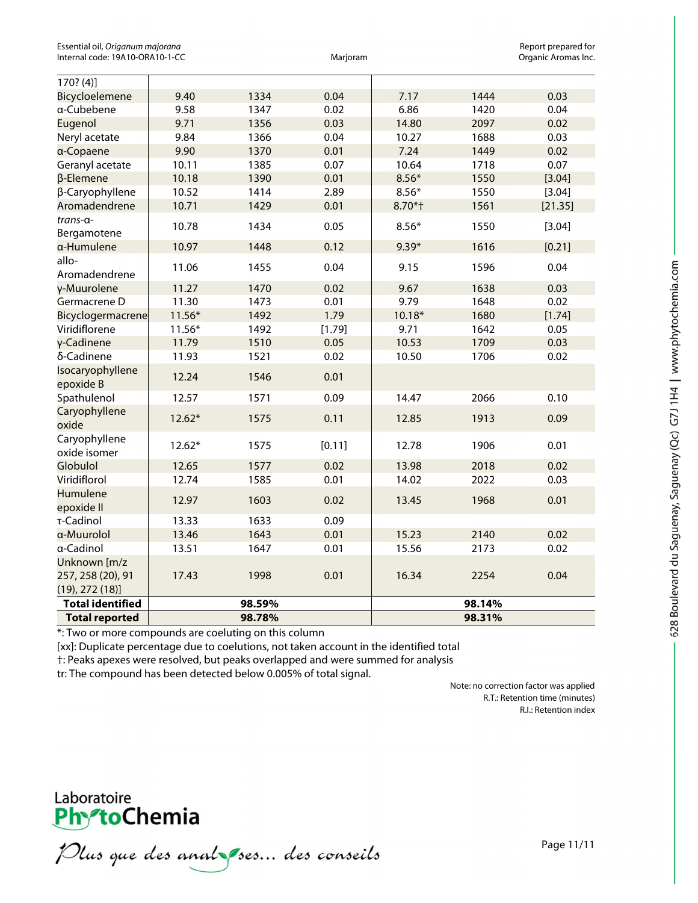| | | | | | | |
|---|---|---|---|---|---|---|
| 170? (4)] | | | | | | |
| Bicycloelemene | 9.40 | 1334 | 0.04 | 7.17 | 1444 | 0.03 |
| α-Cubebene | 9.58 | 1347 | 0.02 | 6.86 | 1420 | 0.04 |
| Eugenol | 9.71 | 1356 | 0.03 | 14.80 | 2097 | 0.02 |
| Neryl acetate | 9.84 | 1366 | 0.04 | 10.27 | 1688 | 0.03 |
| α-Copaene | 9.90 | 1370 | 0.01 | 7.24 | 1449 | 0.02 |
| Geranyl acetate | 10.11 | 1385 | 0.07 | 10.64 | 1718 | 0.07 |
| β-Elemene | 10.18 | 1390 | 0.01 | 8.56* | 1550 | [3.04] |
| β-Caryophyllene | 10.52 | 1414 | 2.89 | 8.56* | 1550 | [3.04] |
| Aromadendrene | 10.71 | 1429 | 0.01 | 8.70*† | 1561 | [21.35] |
| *trans*-α-Bergamotene | 10.78 | 1434 | 0.05 | 8.56* | 1550 | [3.04] |
| α-Humulene | 10.97 | 1448 | 0.12 | 9.39* | 1616 | [0.21] |
| allo-Aromadendrene | 11.06 | 1455 | 0.04 | 9.15 | 1596 | 0.04 |
| γ-Muurolene | 11.27 | 1470 | 0.02 | 9.67 | 1638 | 0.03 |
| Germacrene D | 11.30 | 1473 | 0.01 | 9.79 | 1648 | 0.02 |
| Bicyclogermacrene | 11.56* | 1492 | 1.79 | 10.18* | 1680 | [1.74] |
| Viridiflorene | 11.56* | 1492 | [1.79] | 9.71 | 1642 | 0.05 |
| γ-Cadinene | 11.79 | 1510 | 0.05 | 10.53 | 1709 | 0.03 |
| δ-Cadinene | 11.93 | 1521 | 0.02 | 10.50 | 1706 | 0.02 |
| Isocaryophyllene epoxide B | 12.24 | 1546 | 0.01 | | | |
| Spathulenol | 12.57 | 1571 | 0.09 | 14.47 | 2066 | 0.10 |
| Caryophyllene oxide | 12.62* | 1575 | 0.11 | 12.85 | 1913 | 0.09 |
| Caryophyllene oxide isomer | 12.62* | 1575 | [0.11] | 12.78 | 1906 | 0.01 |
| Globulol | 12.65 | 1577 | 0.02 | 13.98 | 2018 | 0.02 |
| Viridiflorol | 12.74 | 1585 | 0.01 | 14.02 | 2022 | 0.03 |
| Humulene epoxide II | 12.97 | 1603 | 0.02 | 13.45 | 1968 | 0.01 |
| τ-Cadinol | 13.33 | 1633 | 0.09 | | | |
| α-Muurolol | 13.46 | 1643 | 0.01 | 15.23 | 2140 | 0.02 |
| α-Cadinol | 13.51 | 1647 | 0.01 | 15.56 | 2173 | 0.02 |
| Unknown [m/z 257, 258 (20), 91 (19), 272 (18)] | 17.43 | 1998 | 0.01 | 16.34 | 2254 | 0.04 |
| **Total identified** | | **98.59%** | | | **98.14%** | |
| **Total reported** | | **98.78%** | | | **98.31%** | |

*: Two or more compounds are coeluting on this column
[xx]: Duplicate percentage due to coelutions, not taken account in the identified total
†: Peaks apexes were resolved, but peaks overlapped and were summed for analysis
tr: The compound has been detected below 0.005% of total signal.

Note: no correction factor was applied
R.T.: Retention time (minutes)
R.I.: Retention index